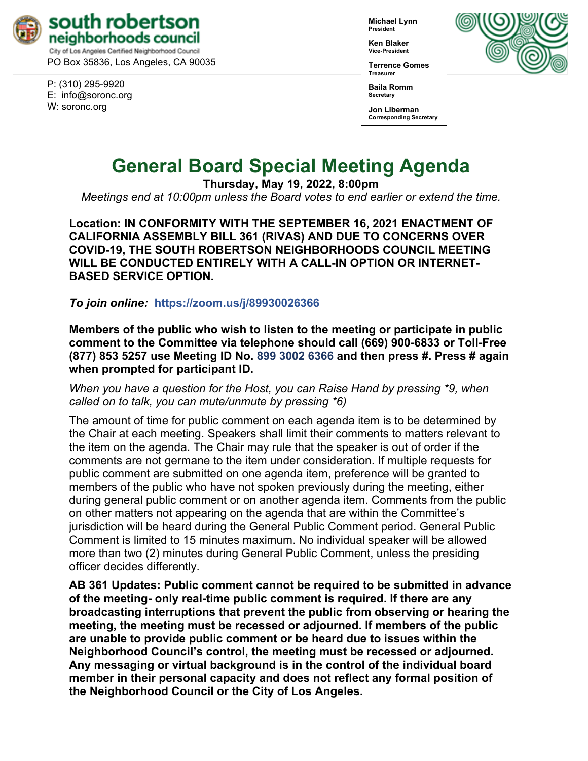**south robertson neighborhoods council**
City of Los Angeles Certified Neighborhood Council
PO Box 35836, Los Angeles, CA 90035

P: (310) 295-9920
E: info@soronc.org
W: soronc.org

**Michael Lynn**
President

**Ken Blaker**
Vice-President

**Terrence Gomes**
Treasurer

**Baila Romm**
Secretary

**Jon Liberman**
Corresponding Secretary

# General Board Special Meeting Agenda

**Thursday, May 19, 2022, 8:00pm**

*Meetings end at 10:00pm unless the Board votes to end earlier or extend the time.*

**Location: IN CONFORMITY WITH THE SEPTEMBER 16, 2021 ENACTMENT OF CALIFORNIA ASSEMBLY BILL 361 (RIVAS) AND DUE TO CONCERNS OVER COVID-19, THE SOUTH ROBERTSON NEIGHBORHOODS COUNCIL MEETING WILL BE CONDUCTED ENTIRELY WITH A CALL-IN OPTION OR INTERNET-BASED SERVICE OPTION.**

***To join online:*** **https://zoom.us/j/89930026366**

**Members of the public who wish to listen to the meeting or participate in public comment to the Committee via telephone should call (669) 900-6833 or Toll-Free (877) 853 5257 use Meeting ID No. 899 3002 6366 and then press #. Press # again when prompted for participant ID.**

*When you have a question for the Host, you can Raise Hand by pressing *9, when called on to talk, you can mute/unmute by pressing *6)*

The amount of time for public comment on each agenda item is to be determined by the Chair at each meeting. Speakers shall limit their comments to matters relevant to the item on the agenda. The Chair may rule that the speaker is out of order if the comments are not germane to the item under consideration. If multiple requests for public comment are submitted on one agenda item, preference will be granted to members of the public who have not spoken previously during the meeting, either during general public comment or on another agenda item. Comments from the public on other matters not appearing on the agenda that are within the Committee's jurisdiction will be heard during the General Public Comment period. General Public Comment is limited to 15 minutes maximum. No individual speaker will be allowed more than two (2) minutes during General Public Comment, unless the presiding officer decides differently.

**AB 361 Updates: Public comment cannot be required to be submitted in advance of the meeting- only real-time public comment is required. If there are any broadcasting interruptions that prevent the public from observing or hearing the meeting, the meeting must be recessed or adjourned. If members of the public are unable to provide public comment or be heard due to issues within the Neighborhood Council's control, the meeting must be recessed or adjourned. Any messaging or virtual background is in the control of the individual board member in their personal capacity and does not reflect any formal position of the Neighborhood Council or the City of Los Angeles.**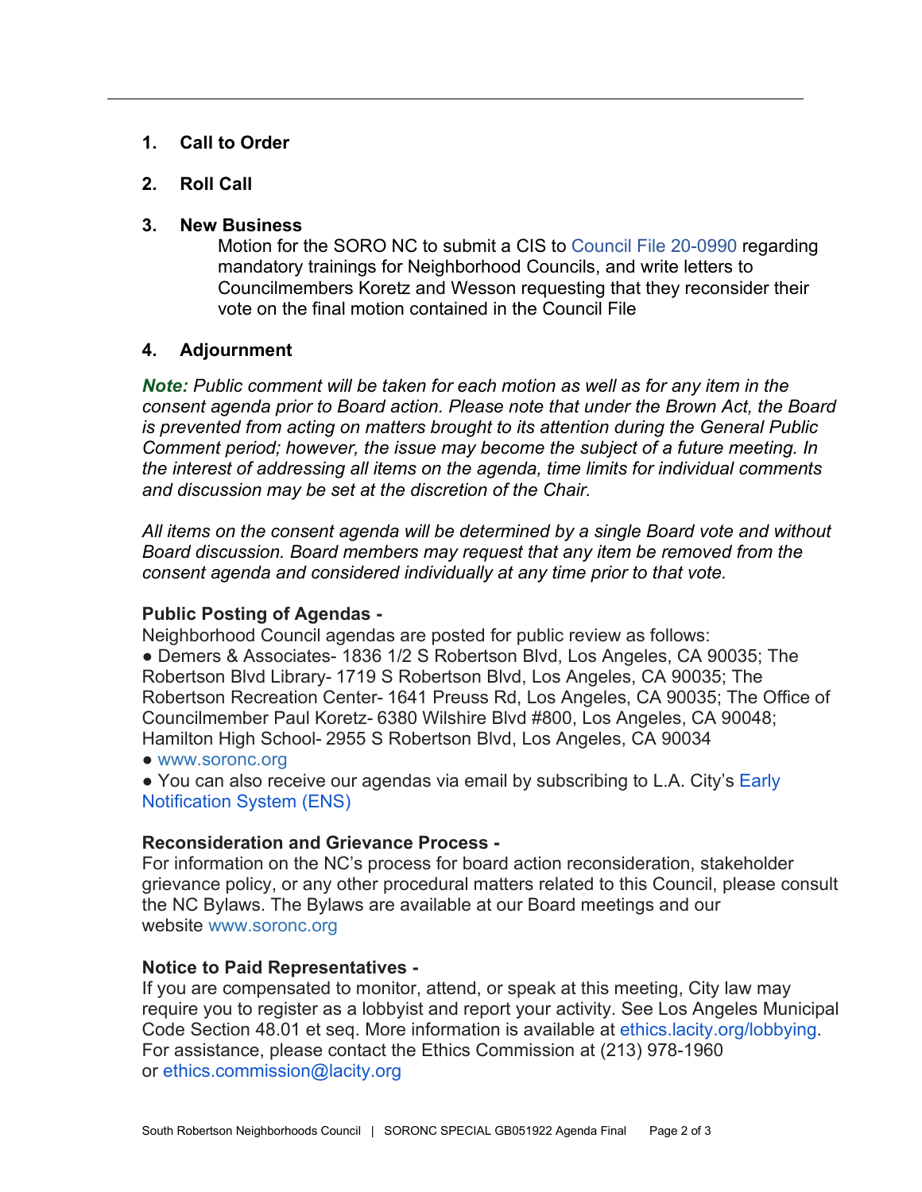1. **Call to Order**

2. **Roll Call**

3. **New Business**

   Motion for the SORO NC to submit a CIS to Council File 20-0990 regarding mandatory trainings for Neighborhood Councils, and write letters to Councilmembers Koretz and Wesson requesting that they reconsider their vote on the final motion contained in the Council File

4. **Adjournment**

***Note:*** *Public comment will be taken for each motion as well as for any item in the consent agenda prior to Board action. Please note that under the Brown Act, the Board is prevented from acting on matters brought to its attention during the General Public Comment period; however, the issue may become the subject of a future meeting. In the interest of addressing all items on the agenda, time limits for individual comments and discussion may be set at the discretion of the Chair.*

*All items on the consent agenda will be determined by a single Board vote and without Board discussion. Board members may request that any item be removed from the consent agenda and considered individually at any time prior to that vote.*

**Public Posting of Agendas -**

Neighborhood Council agendas are posted for public review as follows:

- Demers & Associates- 1836 1/2 S Robertson Blvd, Los Angeles, CA 90035; The Robertson Blvd Library- 1719 S Robertson Blvd, Los Angeles, CA 90035; The Robertson Recreation Center- 1641 Preuss Rd, Los Angeles, CA 90035; The Office of Councilmember Paul Koretz- 6380 Wilshire Blvd #800, Los Angeles, CA 90048; Hamilton High School- 2955 S Robertson Blvd, Los Angeles, CA 90034
- www.soronc.org
- You can also receive our agendas via email by subscribing to L.A. City's Early Notification System (ENS)

**Reconsideration and Grievance Process -**

For information on the NC's process for board action reconsideration, stakeholder grievance policy, or any other procedural matters related to this Council, please consult the NC Bylaws. The Bylaws are available at our Board meetings and our website www.soronc.org

**Notice to Paid Representatives -**

If you are compensated to monitor, attend, or speak at this meeting, City law may require you to register as a lobbyist and report your activity. See Los Angeles Municipal Code Section 48.01 et seq. More information is available at ethics.lacity.org/lobbying. For assistance, please contact the Ethics Commission at (213) 978-1960 or ethics.commission@lacity.org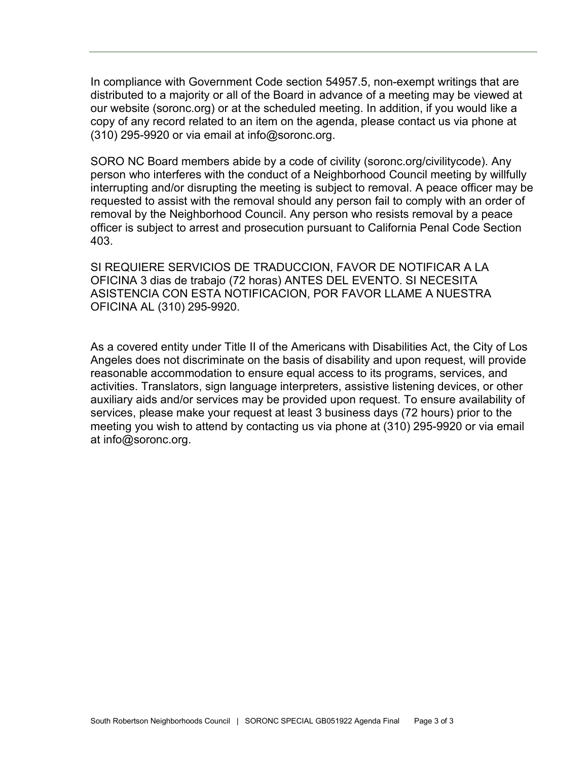In compliance with Government Code section 54957.5, non-exempt writings that are distributed to a majority or all of the Board in advance of a meeting may be viewed at our website (soronc.org) or at the scheduled meeting. In addition, if you would like a copy of any record related to an item on the agenda, please contact us via phone at (310) 295-9920 or via email at info@soronc.org.

SORO NC Board members abide by a code of civility (soronc.org/civilitycode). Any person who interferes with the conduct of a Neighborhood Council meeting by willfully interrupting and/or disrupting the meeting is subject to removal. A peace officer may be requested to assist with the removal should any person fail to comply with an order of removal by the Neighborhood Council. Any person who resists removal by a peace officer is subject to arrest and prosecution pursuant to California Penal Code Section 403.

SI REQUIERE SERVICIOS DE TRADUCCION, FAVOR DE NOTIFICAR A LA OFICINA 3 dias de trabajo (72 horas) ANTES DEL EVENTO. SI NECESITA ASISTENCIA CON ESTA NOTIFICACION, POR FAVOR LLAME A NUESTRA OFICINA AL (310) 295-9920.

As a covered entity under Title II of the Americans with Disabilities Act, the City of Los Angeles does not discriminate on the basis of disability and upon request, will provide reasonable accommodation to ensure equal access to its programs, services, and activities. Translators, sign language interpreters, assistive listening devices, or other auxiliary aids and/or services may be provided upon request. To ensure availability of services, please make your request at least 3 business days (72 hours) prior to the meeting you wish to attend by contacting us via phone at (310) 295-9920 or via email at info@soronc.org.